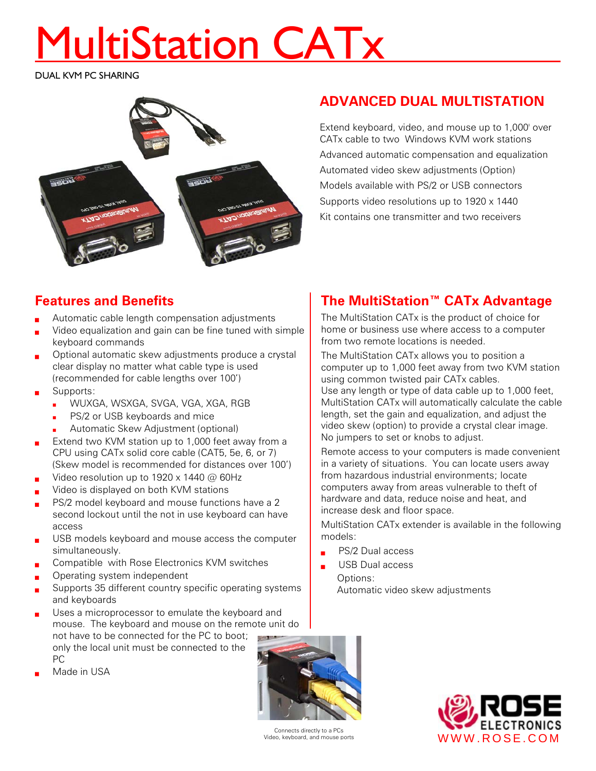# MultiStation CATx

DUAL KVM PC SHARING

## ADVANCED DUAL MULTISTATION

Extend keyboard, video, and mouse up to 1,000' over CATx cable to two Windows KVM work stations

Advanced automatic compensation and equalization

Automated video skew adjustments (Option)

Models available with PS/2 or USB connectors

Supports video resolutions up to 1920 x 1440

Kit contains one transmitter and two receivers

## Features and Benefits

- Automatic cable length compensation adjustments
- Video equalization and gain can be fine tuned with simple keyboard commands
- Optional automatic skew adjustments produce a crystal clear display no matter what cable type is used (recommended for cable lengths over 100')
- Supports:
  - WUXGA, WSXGA, SVGA, VGA, XGA, RGB
  - PS/2 or USB keyboards and mice
  - Automatic Skew Adjustment (optional)
- Extend two KVM station up to 1,000 feet away from a CPU using CATx solid core cable (CAT5, 5e, 6, or 7) (Skew model is recommended for distances over 100')
- Video resolution up to 1920 x 1440 @ 60Hz
- Video is displayed on both KVM stations
- PS/2 model keyboard and mouse functions have a 2 second lockout until the not in use keyboard can have access
- USB models keyboard and mouse access the computer simultaneously.
- Compatible with Rose Electronics KVM switches
- Operating system independent
- Supports 35 different country specific operating systems and keyboards
- Uses a microprocessor to emulate the keyboard and mouse. The keyboard and mouse on the remote unit do not have to be connected for the PC to boot; only the local unit must be connected to the PC
- Made in USA

## The MultiStation™ CATx Advantage

The MultiStation CATx is the product of choice for home or business use where access to a computer from two remote locations is needed.

The MultiStation CATx allows you to position a computer up to 1,000 feet away from two KVM station using common twisted pair CATx cables. Use any length or type of data cable up to 1,000 feet, MultiStation CATx will automatically calculate the cable length, set the gain and equalization, and adjust the video skew (option) to provide a crystal clear image. No jumpers to set or knobs to adjust.

Remote access to your computers is made convenient in a variety of situations. You can locate users away from hazardous industrial environments; locate computers away from areas vulnerable to theft of hardware and data, reduce noise and heat, and increase desk and floor space.

MultiStation CATx extender is available in the following models:

- PS/2 Dual access
- USB Dual access

  Options:
  Automatic video skew adjustments

Connects directly to a PCs Video, keyboard, and mouse ports

ROSE ELECTRONICS
WWW.ROSE.COM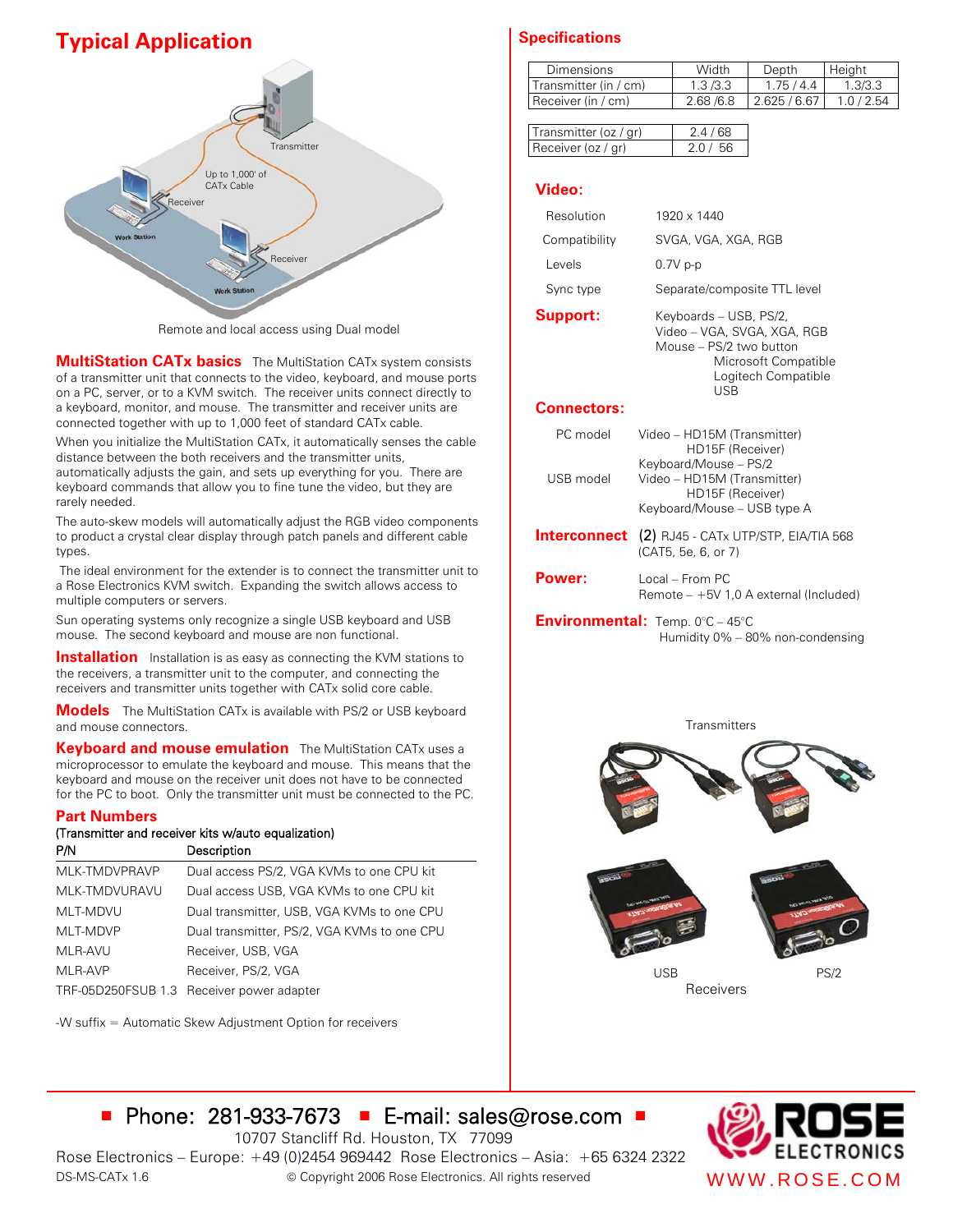## Typical Application

Transmitter

Up to 1,000' of CATx Cable

Receiver

Work Station

Receiver

Work Station

Remote and local access using Dual model

**MultiStation CATx basics** The MultiStation CATx system consists of a transmitter unit that connects to the video, keyboard, and mouse ports on a PC, server, or to a KVM switch. The receiver units connect directly to a keyboard, monitor, and mouse. The transmitter and receiver units are connected together with up to 1,000 feet of standard CATx cable.

When you initialize the MultiStation CATx, it automatically senses the cable distance between the both receivers and the transmitter units, automatically adjusts the gain, and sets up everything for you. There are keyboard commands that allow you to fine tune the video, but they are rarely needed.

The auto-skew models will automatically adjust the RGB video components to product a crystal clear display through patch panels and different cable types.

The ideal environment for the extender is to connect the transmitter unit to a Rose Electronics KVM switch. Expanding the switch allows access to multiple computers or servers.

Sun operating systems only recognize a single USB keyboard and USB mouse. The second keyboard and mouse are non functional.

**Installation** Installation is as easy as connecting the KVM stations to the receivers, a transmitter unit to the computer, and connecting the receivers and transmitter units together with CATx solid core cable.

**Models** The MultiStation CATx is available with PS/2 or USB keyboard and mouse connectors.

**Keyboard and mouse emulation** The MultiStation CATx uses a microprocessor to emulate the keyboard and mouse. This means that the keyboard and mouse on the receiver unit does not have to be connected for the PC to boot. Only the transmitter unit must be connected to the PC.

## Part Numbers

(Transmitter and receiver kits w/auto equalization)

| P/N | Description |
|---|---|
| MLK-TMDVPRAVP | Dual access PS/2, VGA KVMs to one CPU kit |
| MLK-TMDVURAVU | Dual access USB, VGA KVMs to one CPU kit |
| MLT-MDVU | Dual transmitter, USB, VGA KVMs to one CPU |
| MLT-MDVP | Dual transmitter, PS/2, VGA KVMs to one CPU |
| MLR-AVU | Receiver, USB, VGA |
| MLR-AVP | Receiver, PS/2, VGA |
| TRF-05D250FSUB 1.3 | Receiver power adapter |

-W suffix = Automatic Skew Adjustment Option for receivers

## Specifications

| Dimensions | Width | Depth | Height |
|---|---|---|---|
| Transmitter (in / cm) | 1.3 /3.3 | 1.75 / 4.4 | 1.3/3.3 |
| Receiver (in / cm) | 2.68 /6.8 | 2.625 / 6.67 | 1.0 / 2.54 |

| | |
|---|---|
| Transmitter (oz / gr) | 2.4 / 68 |
| Receiver (oz / gr) | 2.0 / 56 |

**Video:**

| | |
|---|---|
| Resolution | 1920 x 1440 |
| Compatibility | SVGA, VGA, XGA, RGB |
| Levels | 0.7V p-p |
| Sync type | Separate/composite TTL level |

**Support:** Keyboards – USB, PS/2,
Video – VGA, SVGA, XGA, RGB
Mouse – PS/2 two button
Microsoft Compatible
Logitech Compatible
USB

**Connectors:**

PC model: Video – HD15M (Transmitter)
HD15F (Receiver)
Keyboard/Mouse – PS/2

USB model: Video – HD15M (Transmitter)
HD15F (Receiver)
Keyboard/Mouse – USB type A

**Interconnect** (2) RJ45 - CATx UTP/STP, EIA/TIA 568 (CAT5, 5e, 6, or 7)

**Power:** Local – From PC
Remote – +5V 1,0 A external (Included)

**Environmental:** Temp. 0°C – 45°C
Humidity 0% – 80% non-condensing

Transmitters

USB

PS/2

Receivers

■ Phone: 281-933-7673 ■ E-mail: sales@rose.com ■

10707 Stancliff Rd. Houston, TX 77099

Rose Electronics – Europe: +49 (0)2454 969442 Rose Electronics – Asia: +65 6324 2322

DS-MS-CATx 1.6 © Copyright 2006 Rose Electronics. All rights reserved

ROSE ELECTRONICS WWW.ROSE.COM